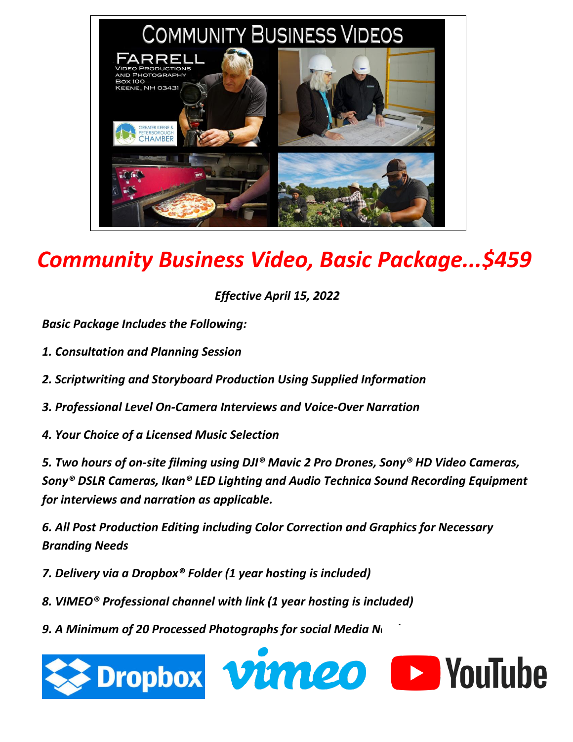# *Community Business Video, Basic Package...$459*

*Effective April 15, 2022*

***Basic Package Includes the Following:***

***1. Consultation and Planning Session***

***2. Scriptwriting and Storyboard Production Using Supplied Information***

***3. Professional Level On-Camera Interviews and Voice-Over Narration***

***4. Your Choice of a Licensed Music Selection***

***5. Two hours of on-site filming using DJI® Mavic 2 Pro Drones, Sony® HD Video Cameras, Sony® DSLR Cameras, Ikan® LED Lighting and Audio Technica Sound Recording Equipment for interviews and narration as applicable.***

***6. All Post Production Editing including Color Correction and Graphics for Necessary Branding Needs***

***7. Delivery via a Dropbox® Folder (1 year hosting is included)***

***8. VIMEO® Professional channel with link (1 year hosting is included)***

***9. A Minimum of 20 Processed Photographs for social Media N***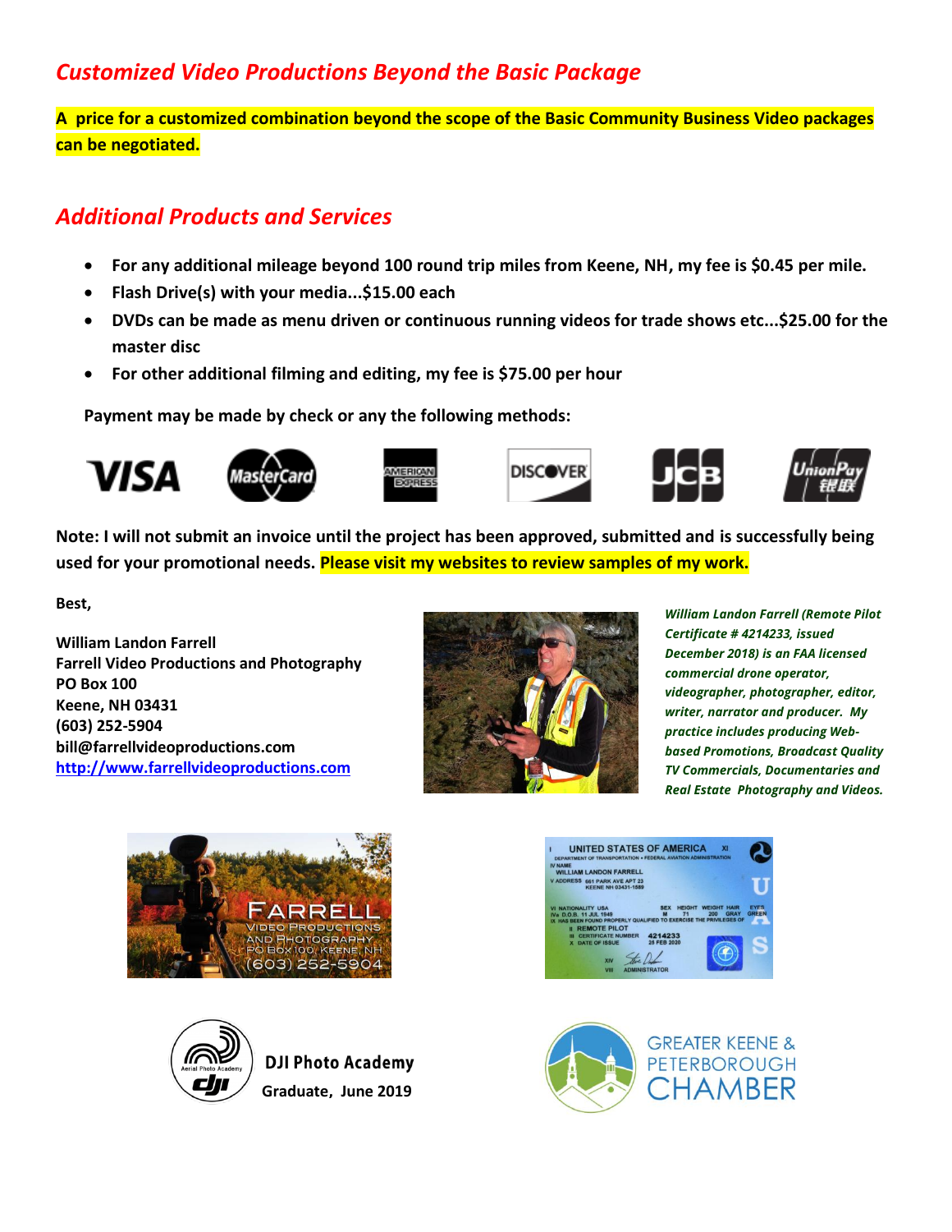## *Customized Video Productions Beyond the Basic Package*

**A price for a customized combination beyond the scope of the Basic Community Business Video packages can be negotiated.**

## *Additional Products and Services*

- **For any additional mileage beyond 100 round trip miles from Keene, NH, my fee is $0.45 per mile.**
- **Flash Drive(s) with your media...$15.00 each**
- **DVDs can be made as menu driven or continuous running videos for trade shows etc...$25.00 for the master disc**
- **For other additional filming and editing, my fee is $75.00 per hour**

**Payment may be made by check or any the following methods:**

VISA MasterCard AMERICAN EXPRESS DISCOVER JCB UnionPay 银联

**Note: I will not submit an invoice until the project has been approved, submitted and is successfully being used for your promotional needs. Please visit my websites to review samples of my work.**

**Best,**

**William Landon Farrell**
**Farrell Video Productions and Photography**
**PO Box 100**
**Keene, NH 03431**
**(603) 252-5904**
**bill@farrellvideoproductions.com**
**[http://www.farrellvideoproductions.com](http://www.farrellvideoproductions.com)**

***William Landon Farrell (Remote Pilot Certificate # 4214233, issued December 2018) is an FAA licensed commercial drone operator, videographer, photographer, editor, writer, narrator and producer. My practice includes producing Web-based Promotions, Broadcast Quality TV Commercials, Documentaries and Real Estate Photography and Videos.***

FARRELL VIDEO PRODUCTIONS AND PHOTOGRAPHY
PO BOX 100, KEENE, NH
(603) 252-5904

I UNITED STATES OF AMERICA XI
DEPARTMENT OF TRANSPORTATION • FEDERAL AVIATION ADMINISTRATION
IV NAME
WILLIAM LANDON FARRELL
V ADDRESS 661 PARK AVE APT 23
KEENE NH 03431-1589
VI NATIONALITY USA SEX HEIGHT WEIGHT HAIR EYES
IVa D.O.B. 11 JUL 1949 M 71 200 GRAY GREEN
IX HAS BEEN FOUND PROPERLY QUALIFIED TO EXERCISE THE PRIVILEGES OF
II REMOTE PILOT
III CERTIFICATE NUMBER 4214233
X DATE OF ISSUE 26 FEB 2020
XIV
VIII ADMINISTRATOR

Aerial Photo Academy dji

**DJI Photo Academy**
**Graduate, June 2019**

GREATER KEENE & PETERBOROUGH CHAMBER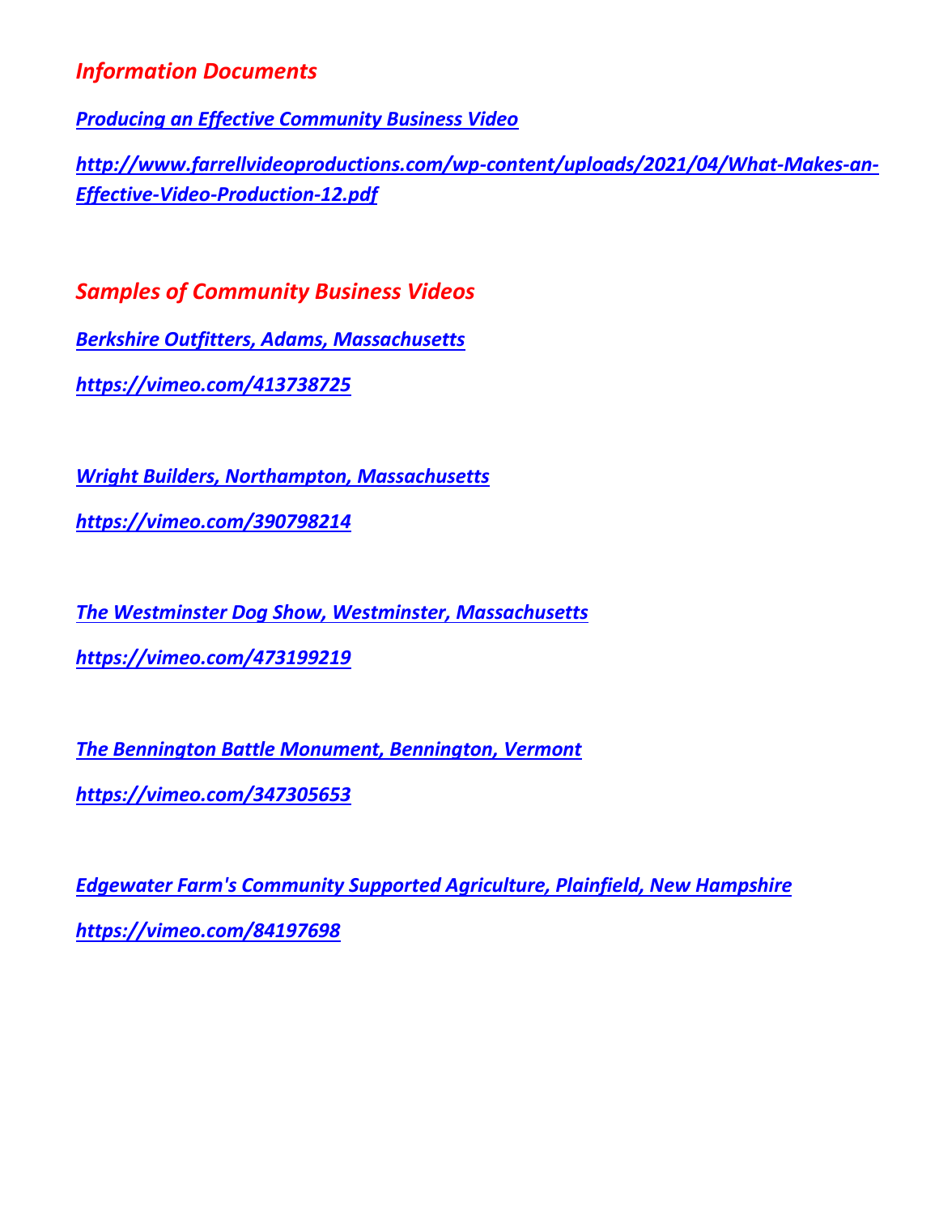## *Information Documents*

***Producing an Effective Community Business Video***

***http://www.farrellvideoproductions.com/wp-content/uploads/2021/04/What-Makes-an-Effective-Video-Production-12.pdf***

## *Samples of Community Business Videos*

***Berkshire Outfitters, Adams, Massachusetts***

***https://vimeo.com/413738725***

***Wright Builders, Northampton, Massachusetts***

***https://vimeo.com/390798214***

***The Westminster Dog Show, Westminster, Massachusetts***

***https://vimeo.com/473199219***

***The Bennington Battle Monument, Bennington, Vermont***

***https://vimeo.com/347305653***

***Edgewater Farm's Community Supported Agriculture, Plainfield, New Hampshire***

***https://vimeo.com/84197698***